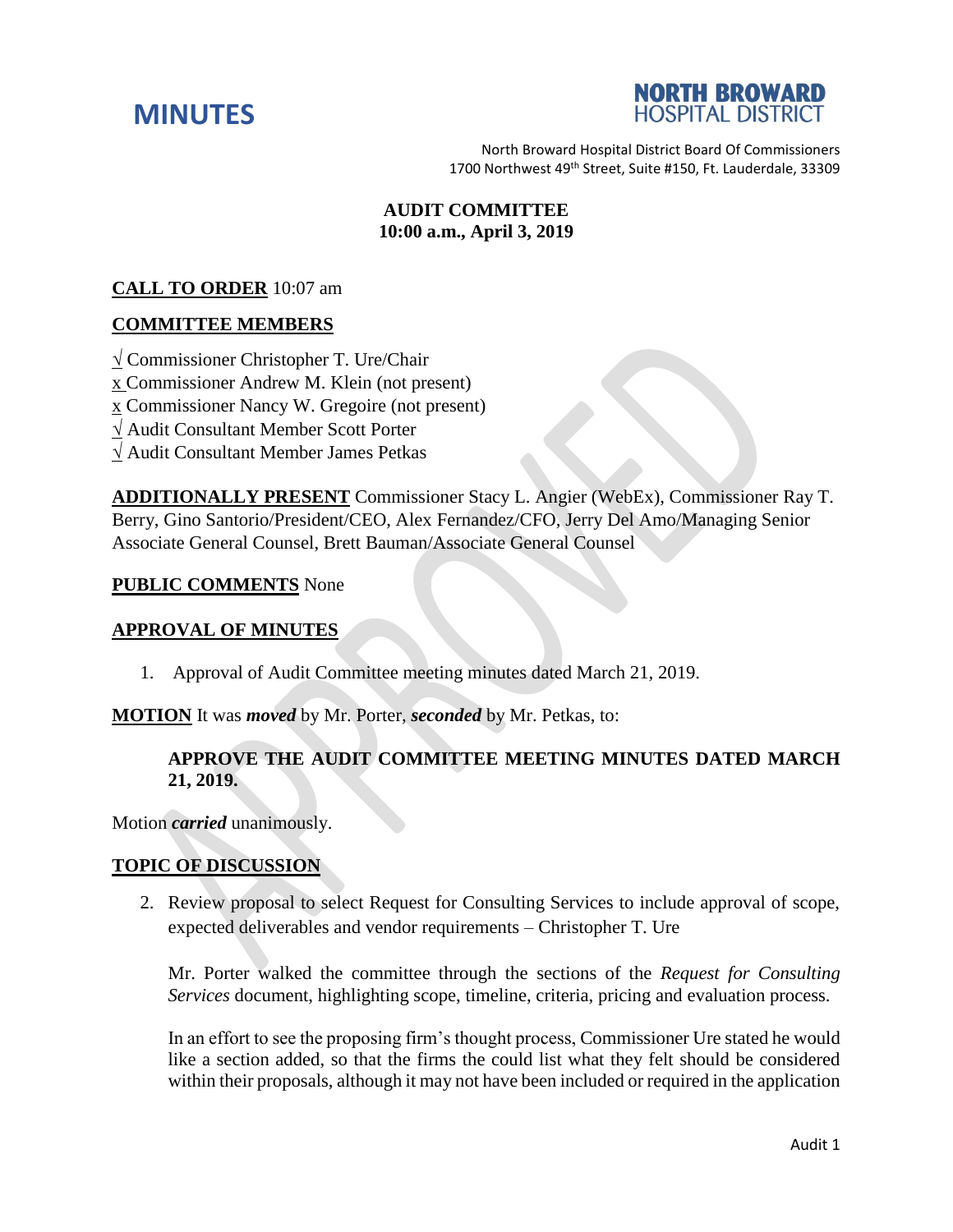# MINUTES

**NORTH BROWARD HOSPITAL DISTRICT**

North Broward Hospital District Board Of Commissioners
1700 Northwest 49th Street, Suite #150, Ft. Lauderdale, 33309

## AUDIT COMMITTEE
## 10:00 a.m., April 3, 2019

**CALL TO ORDER** 10:07 am

**COMMITTEE MEMBERS**

√ Commissioner Christopher T. Ure/Chair
x Commissioner Andrew M. Klein (not present)
x Commissioner Nancy W. Gregoire (not present)
√ Audit Consultant Member Scott Porter
√ Audit Consultant Member James Petkas

**ADDITIONALLY PRESENT** Commissioner Stacy L. Angier (WebEx), Commissioner Ray T. Berry, Gino Santorio/President/CEO, Alex Fernandez/CFO, Jerry Del Amo/Managing Senior Associate General Counsel, Brett Bauman/Associate General Counsel

**PUBLIC COMMENTS** None

**APPROVAL OF MINUTES**

1. Approval of Audit Committee meeting minutes dated March 21, 2019.

**MOTION** It was ***moved*** by Mr. Porter, ***seconded*** by Mr. Petkas, to:

> **APPROVE THE AUDIT COMMITTEE MEETING MINUTES DATED MARCH 21, 2019.**

Motion ***carried*** unanimously.

**TOPIC OF DISCUSSION**

2. Review proposal to select Request for Consulting Services to include approval of scope, expected deliverables and vendor requirements – Christopher T. Ure

   Mr. Porter walked the committee through the sections of the *Request for Consulting Services* document, highlighting scope, timeline, criteria, pricing and evaluation process.

   In an effort to see the proposing firm's thought process, Commissioner Ure stated he would like a section added, so that the firms the could list what they felt should be considered within their proposals, although it may not have been included or required in the application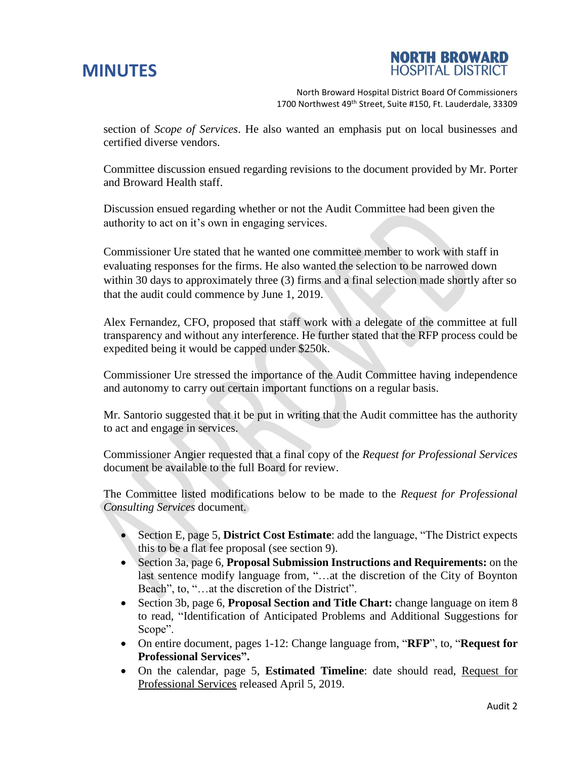section of *Scope of Services*. He also wanted an emphasis put on local businesses and certified diverse vendors.

Committee discussion ensued regarding revisions to the document provided by Mr. Porter and Broward Health staff.

Discussion ensued regarding whether or not the Audit Committee had been given the authority to act on it's own in engaging services.

Commissioner Ure stated that he wanted one committee member to work with staff in evaluating responses for the firms. He also wanted the selection to be narrowed down within 30 days to approximately three (3) firms and a final selection made shortly after so that the audit could commence by June 1, 2019.

Alex Fernandez, CFO, proposed that staff work with a delegate of the committee at full transparency and without any interference. He further stated that the RFP process could be expedited being it would be capped under $250k.

Commissioner Ure stressed the importance of the Audit Committee having independence and autonomy to carry out certain important functions on a regular basis.

Mr. Santorio suggested that it be put in writing that the Audit committee has the authority to act and engage in services.

Commissioner Angier requested that a final copy of the *Request for Professional Services* document be available to the full Board for review.

The Committee listed modifications below to be made to the *Request for Professional Consulting Services* document.

- Section E, page 5, **District Cost Estimate**: add the language, "The District expects this to be a flat fee proposal (see section 9).
- Section 3a, page 6, **Proposal Submission Instructions and Requirements:** on the last sentence modify language from, "…at the discretion of the City of Boynton Beach", to, "…at the discretion of the District".
- Section 3b, page 6, **Proposal Section and Title Chart:** change language on item 8 to read, "Identification of Anticipated Problems and Additional Suggestions for Scope".
- On entire document, pages 1-12: Change language from, "**RFP**", to, "**Request for Professional Services".**
- On the calendar, page 5, **Estimated Timeline**: date should read, <u>Request for Professional Services</u> released April 5, 2019.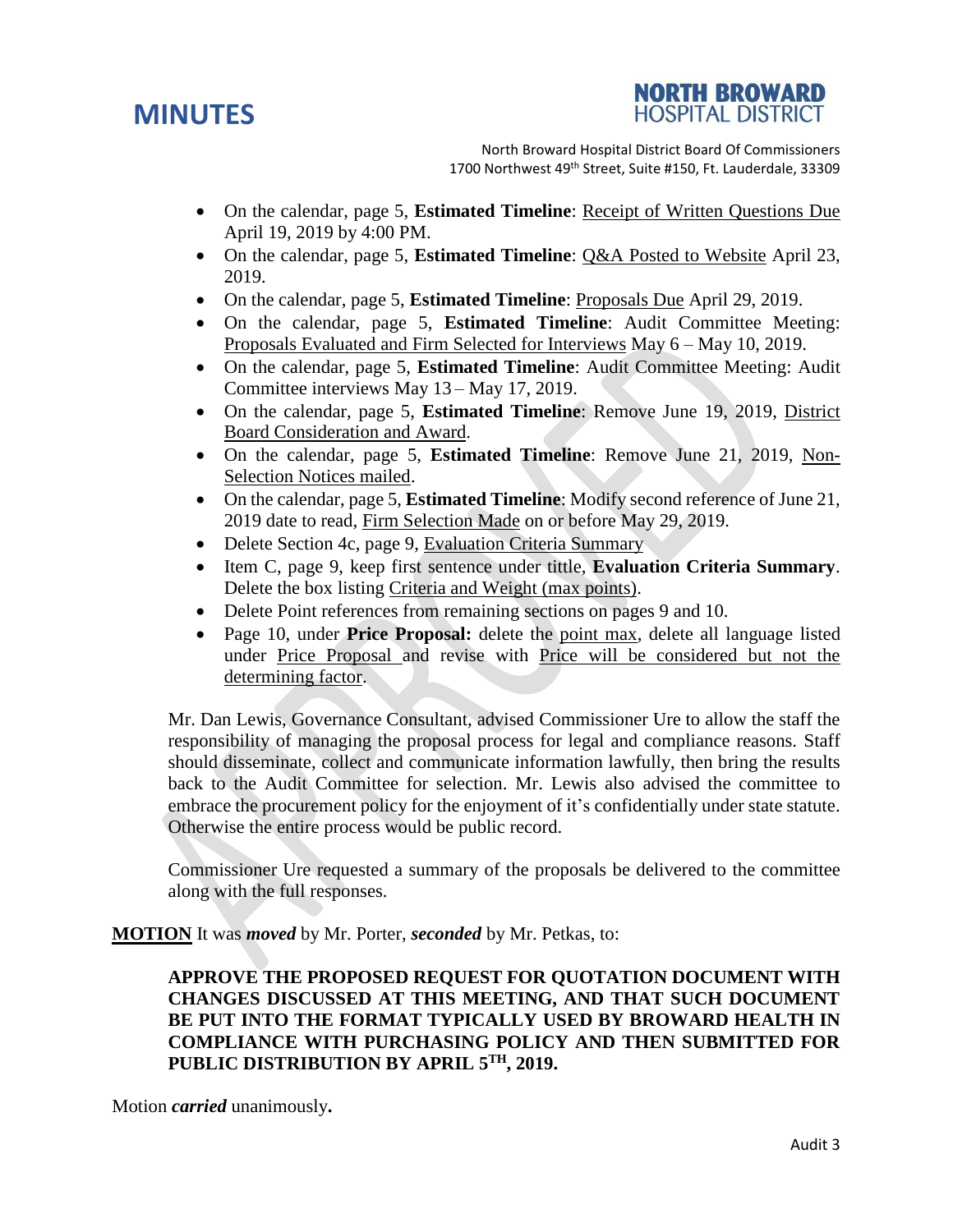- On the calendar, page 5, **Estimated Timeline**: Receipt of Written Questions Due April 19, 2019 by 4:00 PM.
- On the calendar, page 5, **Estimated Timeline**: Q&A Posted to Website April 23, 2019.
- On the calendar, page 5, **Estimated Timeline**: Proposals Due April 29, 2019.
- On the calendar, page 5, **Estimated Timeline**: Audit Committee Meeting: Proposals Evaluated and Firm Selected for Interviews May 6 – May 10, 2019.
- On the calendar, page 5, **Estimated Timeline**: Audit Committee Meeting: Audit Committee interviews May 13 – May 17, 2019.
- On the calendar, page 5, **Estimated Timeline**: Remove June 19, 2019, District Board Consideration and Award.
- On the calendar, page 5, **Estimated Timeline**: Remove June 21, 2019, Non-Selection Notices mailed.
- On the calendar, page 5, **Estimated Timeline**: Modify second reference of June 21, 2019 date to read, Firm Selection Made on or before May 29, 2019.
- Delete Section 4c, page 9, Evaluation Criteria Summary
- Item C, page 9, keep first sentence under tittle, **Evaluation Criteria Summary**. Delete the box listing Criteria and Weight (max points).
- Delete Point references from remaining sections on pages 9 and 10.
- Page 10, under **Price Proposal:** delete the point max, delete all language listed under Price Proposal and revise with Price will be considered but not the determining factor.

Mr. Dan Lewis, Governance Consultant, advised Commissioner Ure to allow the staff the responsibility of managing the proposal process for legal and compliance reasons. Staff should disseminate, collect and communicate information lawfully, then bring the results back to the Audit Committee for selection. Mr. Lewis also advised the committee to embrace the procurement policy for the enjoyment of it's confidentially under state statute. Otherwise the entire process would be public record.

Commissioner Ure requested a summary of the proposals be delivered to the committee along with the full responses.

**MOTION** It was ***moved*** by Mr. Porter, ***seconded*** by Mr. Petkas, to:

**APPROVE THE PROPOSED REQUEST FOR QUOTATION DOCUMENT WITH CHANGES DISCUSSED AT THIS MEETING, AND THAT SUCH DOCUMENT BE PUT INTO THE FORMAT TYPICALLY USED BY BROWARD HEALTH IN COMPLIANCE WITH PURCHASING POLICY AND THEN SUBMITTED FOR PUBLIC DISTRIBUTION BY APRIL 5TH, 2019.**

Motion ***carried*** unanimously**.**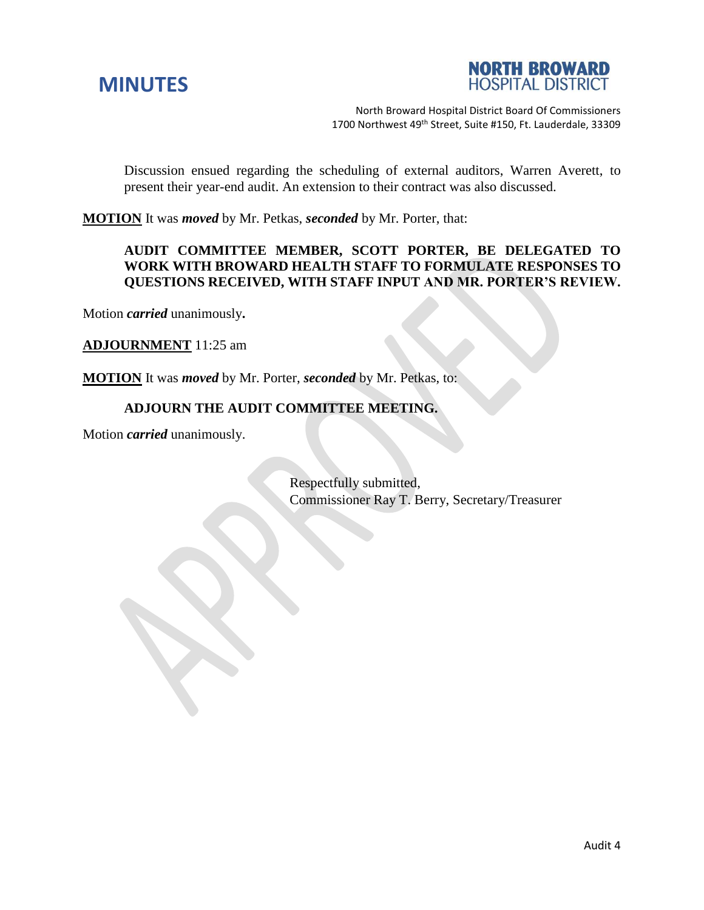Discussion ensued regarding the scheduling of external auditors, Warren Averett, to present their year-end audit. An extension to their contract was also discussed.

**MOTION** It was ***moved*** by Mr. Petkas, ***seconded*** by Mr. Porter, that:

**AUDIT COMMITTEE MEMBER, SCOTT PORTER, BE DELEGATED TO WORK WITH BROWARD HEALTH STAFF TO FORMULATE RESPONSES TO QUESTIONS RECEIVED, WITH STAFF INPUT AND MR. PORTER'S REVIEW.**

Motion ***carried*** unanimously.

**ADJOURNMENT** 11:25 am

**MOTION** It was ***moved*** by Mr. Porter, ***seconded*** by Mr. Petkas, to:

**ADJOURN THE AUDIT COMMITTEE MEETING.**

Motion ***carried*** unanimously.

Respectfully submitted,
Commissioner Ray T. Berry, Secretary/Treasurer